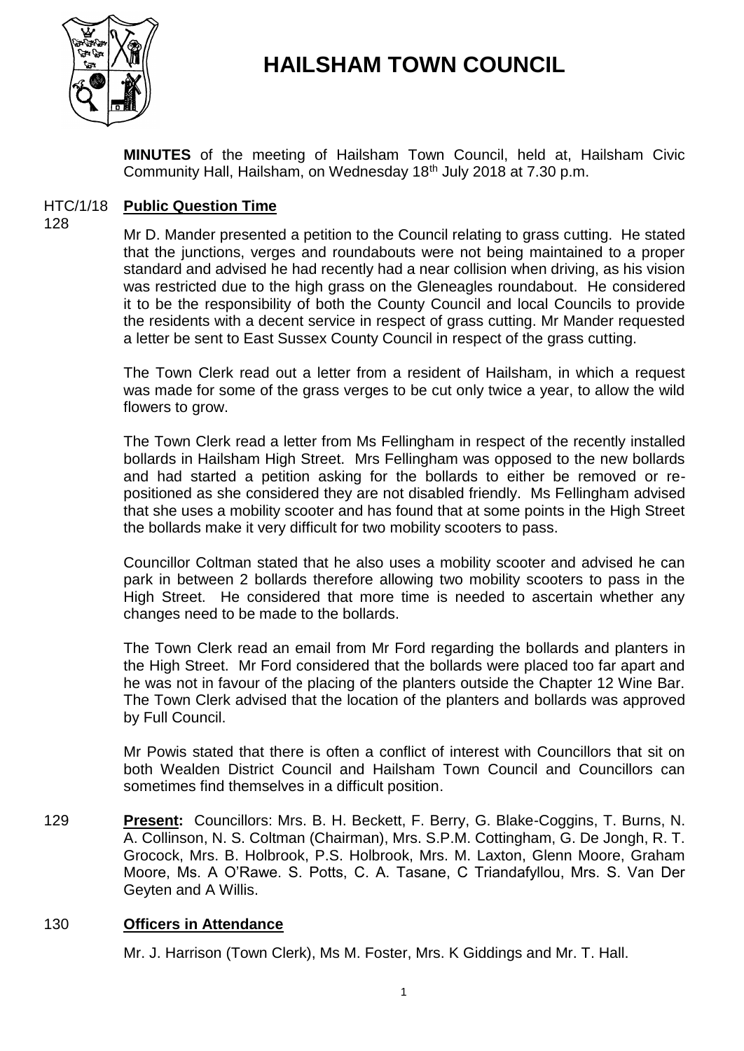# HAILSHAM TOWN COUNCIL

**MINUTES** of the meeting of Hailsham Town Council, held at, Hailsham Civic Community Hall, Hailsham, on Wednesday 18th July 2018 at 7.30 p.m.

## HTC/1/18 128 Public Question Time

Mr D. Mander presented a petition to the Council relating to grass cutting. He stated that the junctions, verges and roundabouts were not being maintained to a proper standard and advised he had recently had a near collision when driving, as his vision was restricted due to the high grass on the Gleneagles roundabout. He considered it to be the responsibility of both the County Council and local Councils to provide the residents with a decent service in respect of grass cutting. Mr Mander requested a letter be sent to East Sussex County Council in respect of the grass cutting.

The Town Clerk read out a letter from a resident of Hailsham, in which a request was made for some of the grass verges to be cut only twice a year, to allow the wild flowers to grow.

The Town Clerk read a letter from Ms Fellingham in respect of the recently installed bollards in Hailsham High Street. Mrs Fellingham was opposed to the new bollards and had started a petition asking for the bollards to either be removed or re-positioned as she considered they are not disabled friendly. Ms Fellingham advised that she uses a mobility scooter and has found that at some points in the High Street the bollards make it very difficult for two mobility scooters to pass.

Councillor Coltman stated that he also uses a mobility scooter and advised he can park in between 2 bollards therefore allowing two mobility scooters to pass in the High Street. He considered that more time is needed to ascertain whether any changes need to be made to the bollards.

The Town Clerk read an email from Mr Ford regarding the bollards and planters in the High Street. Mr Ford considered that the bollards were placed too far apart and he was not in favour of the placing of the planters outside the Chapter 12 Wine Bar. The Town Clerk advised that the location of the planters and bollards was approved by Full Council.

Mr Powis stated that there is often a conflict of interest with Councillors that sit on both Wealden District Council and Hailsham Town Council and Councillors can sometimes find themselves in a difficult position.

## 129 Present:

Councillors: Mrs. B. H. Beckett, F. Berry, G. Blake-Coggins, T. Burns, N. A. Collinson, N. S. Coltman (Chairman), Mrs. S.P.M. Cottingham, G. De Jongh, R. T. Grocock, Mrs. B. Holbrook, P.S. Holbrook, Mrs. M. Laxton, Glenn Moore, Graham Moore, Ms. A O'Rawe. S. Potts, C. A. Tasane, C Triandafyllou, Mrs. S. Van Der Geyten and A Willis.

## 130 Officers in Attendance

Mr. J. Harrison (Town Clerk), Ms M. Foster, Mrs. K Giddings and Mr. T. Hall.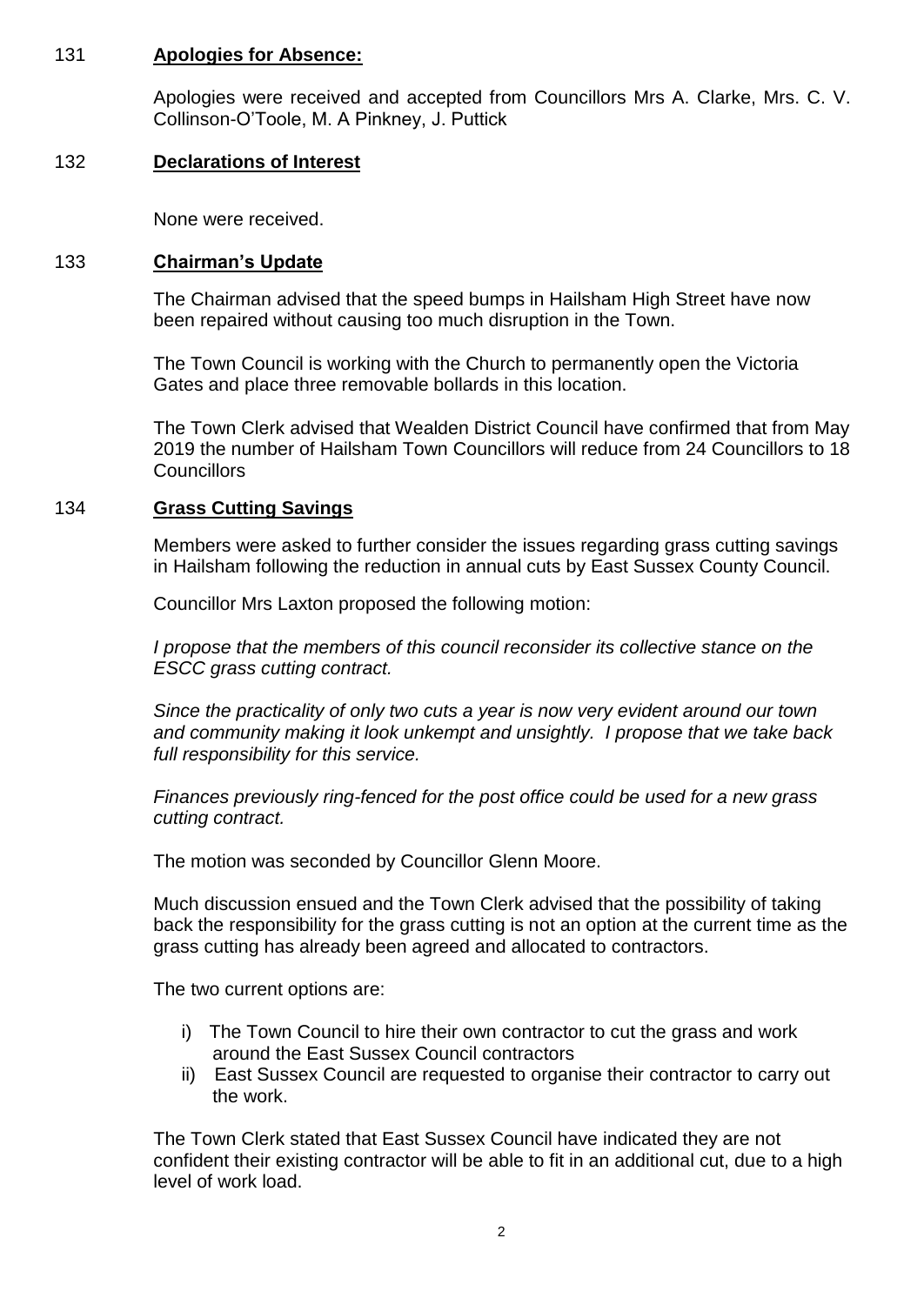## 131 **Apologies for Absence:**

Apologies were received and accepted from Councillors Mrs A. Clarke, Mrs. C. V. Collinson-O'Toole, M. A Pinkney, J. Puttick

## 132 **Declarations of Interest**

None were received.

## 133 **Chairman's Update**

The Chairman advised that the speed bumps in Hailsham High Street have now been repaired without causing too much disruption in the Town.

The Town Council is working with the Church to permanently open the Victoria Gates and place three removable bollards in this location.

The Town Clerk advised that Wealden District Council have confirmed that from May 2019 the number of Hailsham Town Councillors will reduce from 24 Councillors to 18 Councillors

## 134 **Grass Cutting Savings**

Members were asked to further consider the issues regarding grass cutting savings in Hailsham following the reduction in annual cuts by East Sussex County Council.

Councillor Mrs Laxton proposed the following motion:

*I propose that the members of this council reconsider its collective stance on the ESCC grass cutting contract.*

*Since the practicality of only two cuts a year is now very evident around our town and community making it look unkempt and unsightly. I propose that we take back full responsibility for this service.*

*Finances previously ring-fenced for the post office could be used for a new grass cutting contract.*

The motion was seconded by Councillor Glenn Moore.

Much discussion ensued and the Town Clerk advised that the possibility of taking back the responsibility for the grass cutting is not an option at the current time as the grass cutting has already been agreed and allocated to contractors.

The two current options are:

i) The Town Council to hire their own contractor to cut the grass and work around the East Sussex Council contractors
ii) East Sussex Council are requested to organise their contractor to carry out the work.

The Town Clerk stated that East Sussex Council have indicated they are not confident their existing contractor will be able to fit in an additional cut, due to a high level of work load.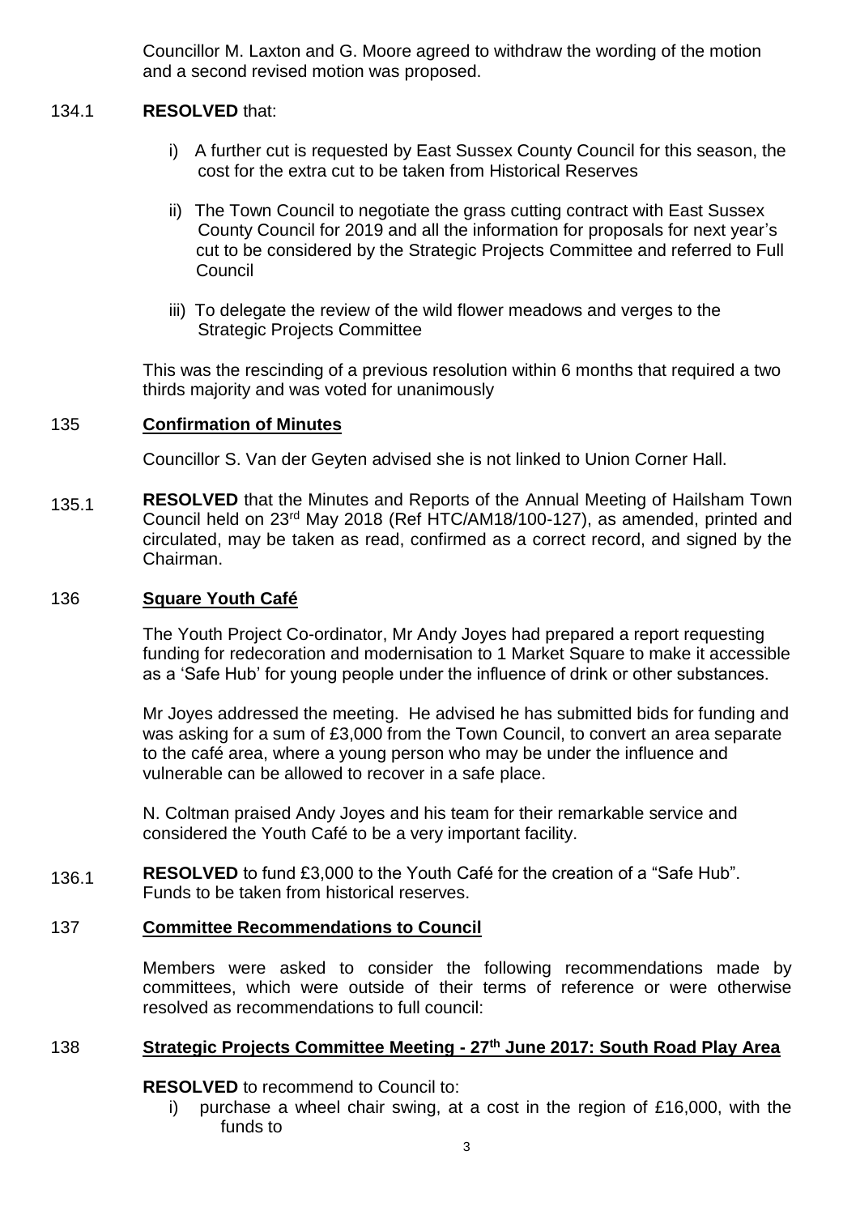Councillor M. Laxton and G. Moore agreed to withdraw the wording of the motion and a second revised motion was proposed.

134.1 **RESOLVED** that:

i) A further cut is requested by East Sussex County Council for this season, the cost for the extra cut to be taken from Historical Reserves

ii) The Town Council to negotiate the grass cutting contract with East Sussex County Council for 2019 and all the information for proposals for next year's cut to be considered by the Strategic Projects Committee and referred to Full Council

iii) To delegate the review of the wild flower meadows and verges to the Strategic Projects Committee

This was the rescinding of a previous resolution within 6 months that required a two thirds majority and was voted for unanimously

## 135 Confirmation of Minutes

Councillor S. Van der Geyten advised she is not linked to Union Corner Hall.

135.1 **RESOLVED** that the Minutes and Reports of the Annual Meeting of Hailsham Town Council held on 23rd May 2018 (Ref HTC/AM18/100-127), as amended, printed and circulated, may be taken as read, confirmed as a correct record, and signed by the Chairman.

## 136 Square Youth Café

The Youth Project Co-ordinator, Mr Andy Joyes had prepared a report requesting funding for redecoration and modernisation to 1 Market Square to make it accessible as a 'Safe Hub' for young people under the influence of drink or other substances.

Mr Joyes addressed the meeting. He advised he has submitted bids for funding and was asking for a sum of £3,000 from the Town Council, to convert an area separate to the café area, where a young person who may be under the influence and vulnerable can be allowed to recover in a safe place.

N. Coltman praised Andy Joyes and his team for their remarkable service and considered the Youth Café to be a very important facility.

136.1 **RESOLVED** to fund £3,000 to the Youth Café for the creation of a "Safe Hub". Funds to be taken from historical reserves.

## 137 Committee Recommendations to Council

Members were asked to consider the following recommendations made by committees, which were outside of their terms of reference or were otherwise resolved as recommendations to full council:

## 138 Strategic Projects Committee Meeting - 27th June 2017: South Road Play Area

**RESOLVED** to recommend to Council to:

i) purchase a wheel chair swing, at a cost in the region of £16,000, with the funds to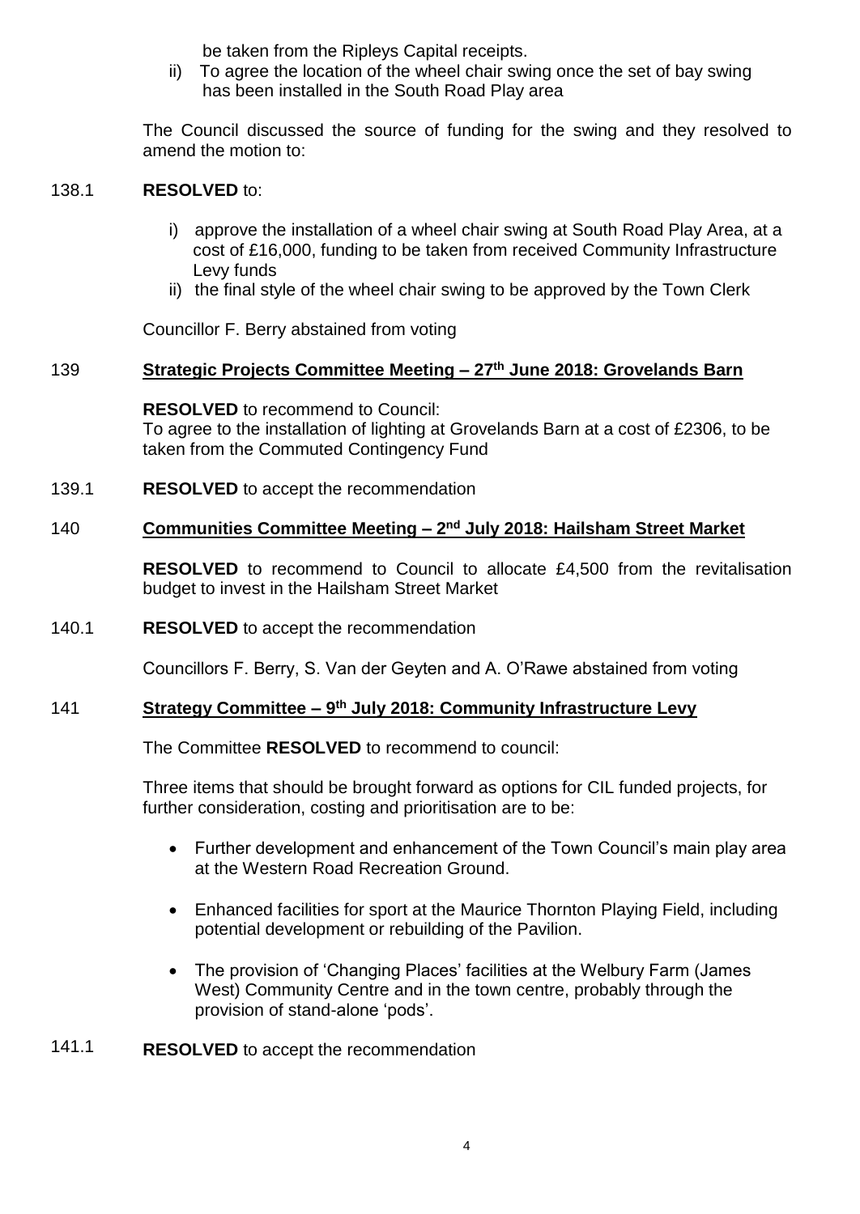be taken from the Ripleys Capital receipts.

ii) To agree the location of the wheel chair swing once the set of bay swing has been installed in the South Road Play area

The Council discussed the source of funding for the swing and they resolved to amend the motion to:

138.1 **RESOLVED** to:

i) approve the installation of a wheel chair swing at South Road Play Area, at a cost of £16,000, funding to be taken from received Community Infrastructure Levy funds

ii) the final style of the wheel chair swing to be approved by the Town Clerk

Councillor F. Berry abstained from voting

139 **Strategic Projects Committee Meeting – 27th June 2018: Grovelands Barn**

**RESOLVED** to recommend to Council:
To agree to the installation of lighting at Grovelands Barn at a cost of £2306, to be taken from the Commuted Contingency Fund

139.1 **RESOLVED** to accept the recommendation

140 **Communities Committee Meeting – 2nd July 2018: Hailsham Street Market**

**RESOLVED** to recommend to Council to allocate £4,500 from the revitalisation budget to invest in the Hailsham Street Market

140.1 **RESOLVED** to accept the recommendation

Councillors F. Berry, S. Van der Geyten and A. O'Rawe abstained from voting

141 **Strategy Committee – 9th July 2018: Community Infrastructure Levy**

The Committee **RESOLVED** to recommend to council:

Three items that should be brought forward as options for CIL funded projects, for further consideration, costing and prioritisation are to be:

- Further development and enhancement of the Town Council's main play area at the Western Road Recreation Ground.
- Enhanced facilities for sport at the Maurice Thornton Playing Field, including potential development or rebuilding of the Pavilion.
- The provision of 'Changing Places' facilities at the Welbury Farm (James West) Community Centre and in the town centre, probably through the provision of stand-alone 'pods'.

141.1 **RESOLVED** to accept the recommendation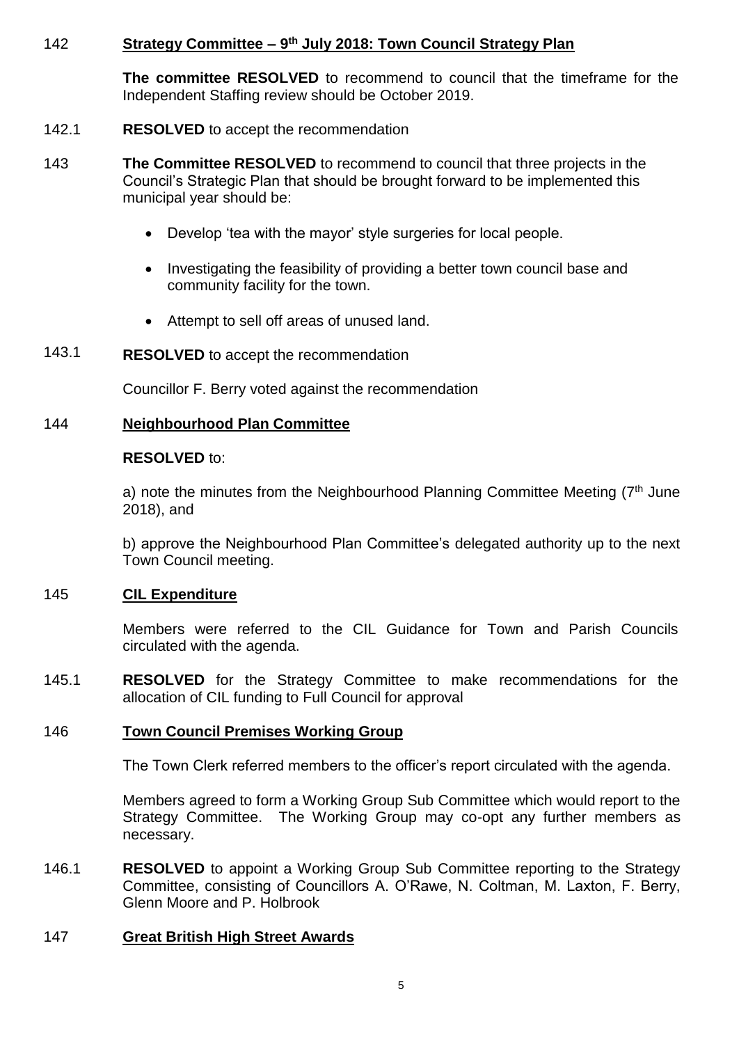**142 Strategy Committee – 9th July 2018: Town Council Strategy Plan**

**The committee RESOLVED** to recommend to council that the timeframe for the Independent Staffing review should be October 2019.

142.1 **RESOLVED** to accept the recommendation

143 **The Committee RESOLVED** to recommend to council that three projects in the Council's Strategic Plan that should be brought forward to be implemented this municipal year should be:

- Develop 'tea with the mayor' style surgeries for local people.
- Investigating the feasibility of providing a better town council base and community facility for the town.
- Attempt to sell off areas of unused land.

143.1 **RESOLVED** to accept the recommendation

Councillor F. Berry voted against the recommendation

**144 Neighbourhood Plan Committee**

**RESOLVED** to:

a) note the minutes from the Neighbourhood Planning Committee Meeting (7th June 2018), and

b) approve the Neighbourhood Plan Committee's delegated authority up to the next Town Council meeting.

**145 CIL Expenditure**

Members were referred to the CIL Guidance for Town and Parish Councils circulated with the agenda.

145.1 **RESOLVED** for the Strategy Committee to make recommendations for the allocation of CIL funding to Full Council for approval

**146 Town Council Premises Working Group**

The Town Clerk referred members to the officer's report circulated with the agenda.

Members agreed to form a Working Group Sub Committee which would report to the Strategy Committee. The Working Group may co-opt any further members as necessary.

146.1 **RESOLVED** to appoint a Working Group Sub Committee reporting to the Strategy Committee, consisting of Councillors A. O'Rawe, N. Coltman, M. Laxton, F. Berry, Glenn Moore and P. Holbrook

**147 Great British High Street Awards**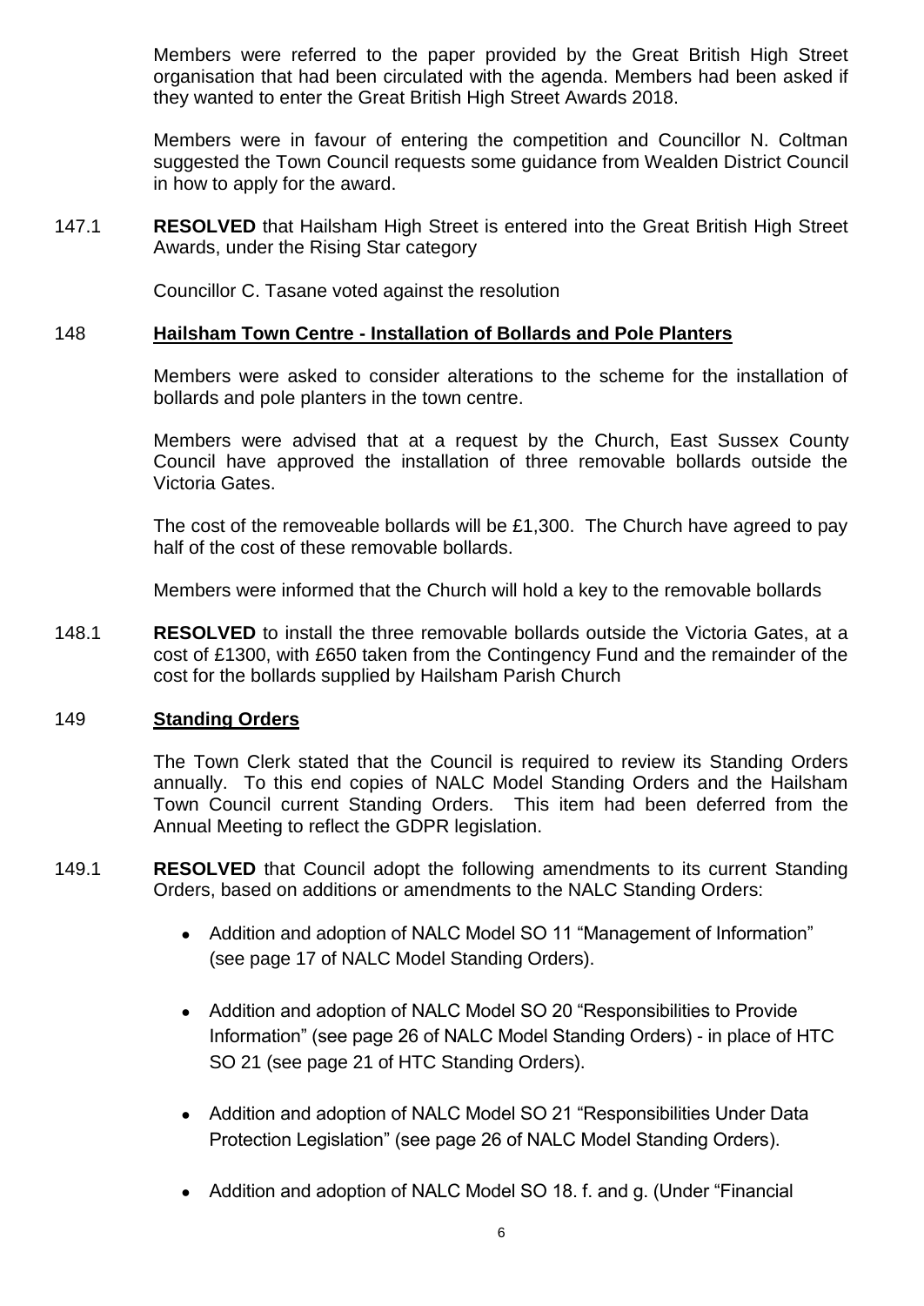Members were referred to the paper provided by the Great British High Street organisation that had been circulated with the agenda. Members had been asked if they wanted to enter the Great British High Street Awards 2018.

Members were in favour of entering the competition and Councillor N. Coltman suggested the Town Council requests some guidance from Wealden District Council in how to apply for the award.

147.1 **RESOLVED** that Hailsham High Street is entered into the Great British High Street Awards, under the Rising Star category

Councillor C. Tasane voted against the resolution

## 148 Hailsham Town Centre - Installation of Bollards and Pole Planters

Members were asked to consider alterations to the scheme for the installation of bollards and pole planters in the town centre.

Members were advised that at a request by the Church, East Sussex County Council have approved the installation of three removable bollards outside the Victoria Gates.

The cost of the removeable bollards will be £1,300. The Church have agreed to pay half of the cost of these removable bollards.

Members were informed that the Church will hold a key to the removable bollards

148.1 **RESOLVED** to install the three removable bollards outside the Victoria Gates, at a cost of £1300, with £650 taken from the Contingency Fund and the remainder of the cost for the bollards supplied by Hailsham Parish Church

## 149 Standing Orders

The Town Clerk stated that the Council is required to review its Standing Orders annually. To this end copies of NALC Model Standing Orders and the Hailsham Town Council current Standing Orders. This item had been deferred from the Annual Meeting to reflect the GDPR legislation.

149.1 **RESOLVED** that Council adopt the following amendments to its current Standing Orders, based on additions or amendments to the NALC Standing Orders:

- Addition and adoption of NALC Model SO 11 "Management of Information" (see page 17 of NALC Model Standing Orders).
- Addition and adoption of NALC Model SO 20 "Responsibilities to Provide Information" (see page 26 of NALC Model Standing Orders) - in place of HTC SO 21 (see page 21 of HTC Standing Orders).
- Addition and adoption of NALC Model SO 21 "Responsibilities Under Data Protection Legislation" (see page 26 of NALC Model Standing Orders).
- Addition and adoption of NALC Model SO 18. f. and g. (Under "Financial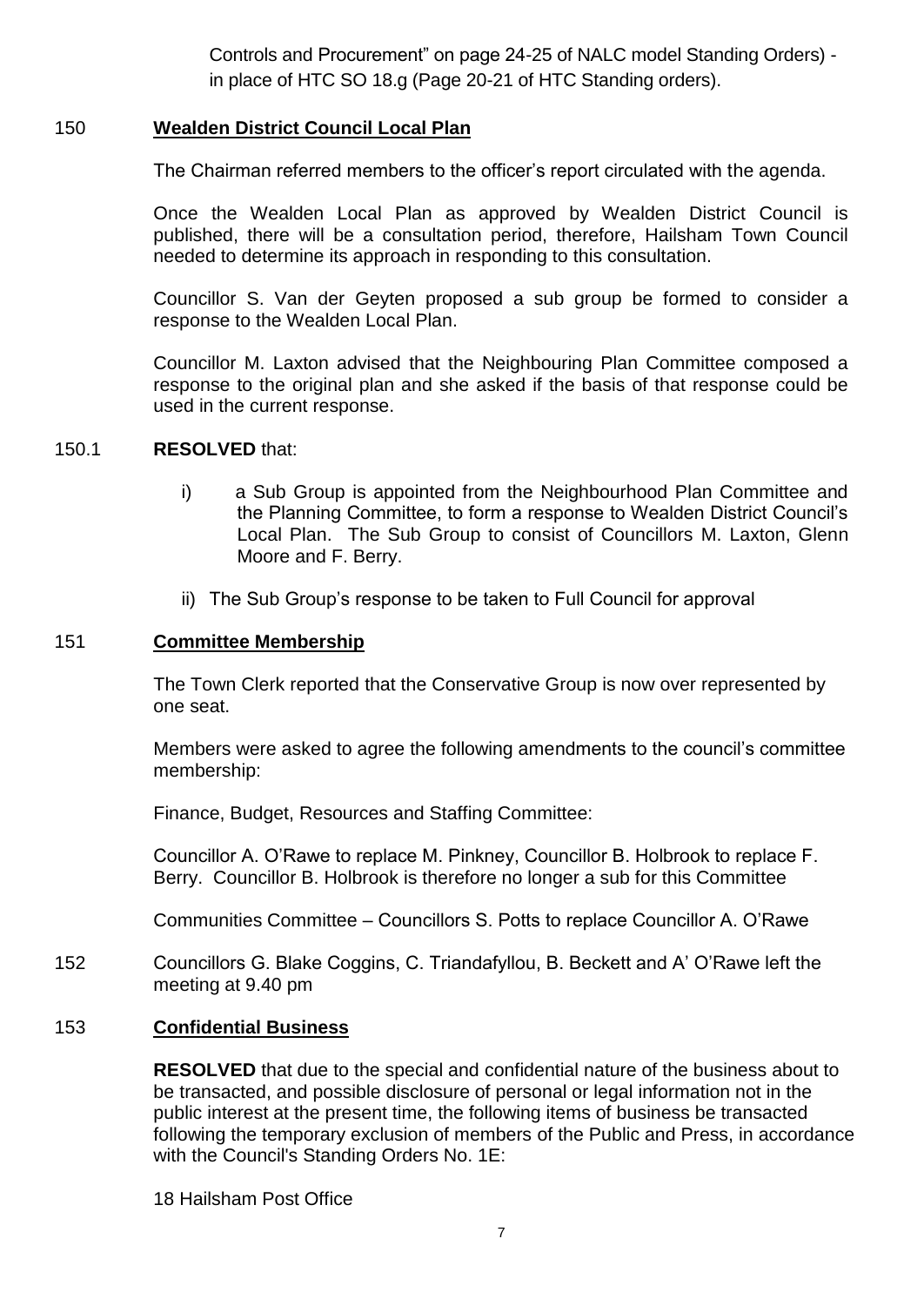Controls and Procurement" on page 24-25 of NALC model Standing Orders) - in place of HTC SO 18.g (Page 20-21 of HTC Standing orders).

### 150 Wealden District Council Local Plan

The Chairman referred members to the officer's report circulated with the agenda.

Once the Wealden Local Plan as approved by Wealden District Council is published, there will be a consultation period, therefore, Hailsham Town Council needed to determine its approach in responding to this consultation.

Councillor S. Van der Geyten proposed a sub group be formed to consider a response to the Wealden Local Plan.

Councillor M. Laxton advised that the Neighbouring Plan Committee composed a response to the original plan and she asked if the basis of that response could be used in the current response.

150.1 **RESOLVED** that:

i) a Sub Group is appointed from the Neighbourhood Plan Committee and the Planning Committee, to form a response to Wealden District Council's Local Plan. The Sub Group to consist of Councillors M. Laxton, Glenn Moore and F. Berry.

ii) The Sub Group's response to be taken to Full Council for approval

### 151 Committee Membership

The Town Clerk reported that the Conservative Group is now over represented by one seat.

Members were asked to agree the following amendments to the council's committee membership:

Finance, Budget, Resources and Staffing Committee:

Councillor A. O'Rawe to replace M. Pinkney, Councillor B. Holbrook to replace F. Berry. Councillor B. Holbrook is therefore no longer a sub for this Committee

Communities Committee – Councillors S. Potts to replace Councillor A. O'Rawe

152 Councillors G. Blake Coggins, C. Triandafyllou, B. Beckett and A' O'Rawe left the meeting at 9.40 pm

### 153 Confidential Business

**RESOLVED** that due to the special and confidential nature of the business about to be transacted, and possible disclosure of personal or legal information not in the public interest at the present time, the following items of business be transacted following the temporary exclusion of members of the Public and Press, in accordance with the Council's Standing Orders No. 1E:

18 Hailsham Post Office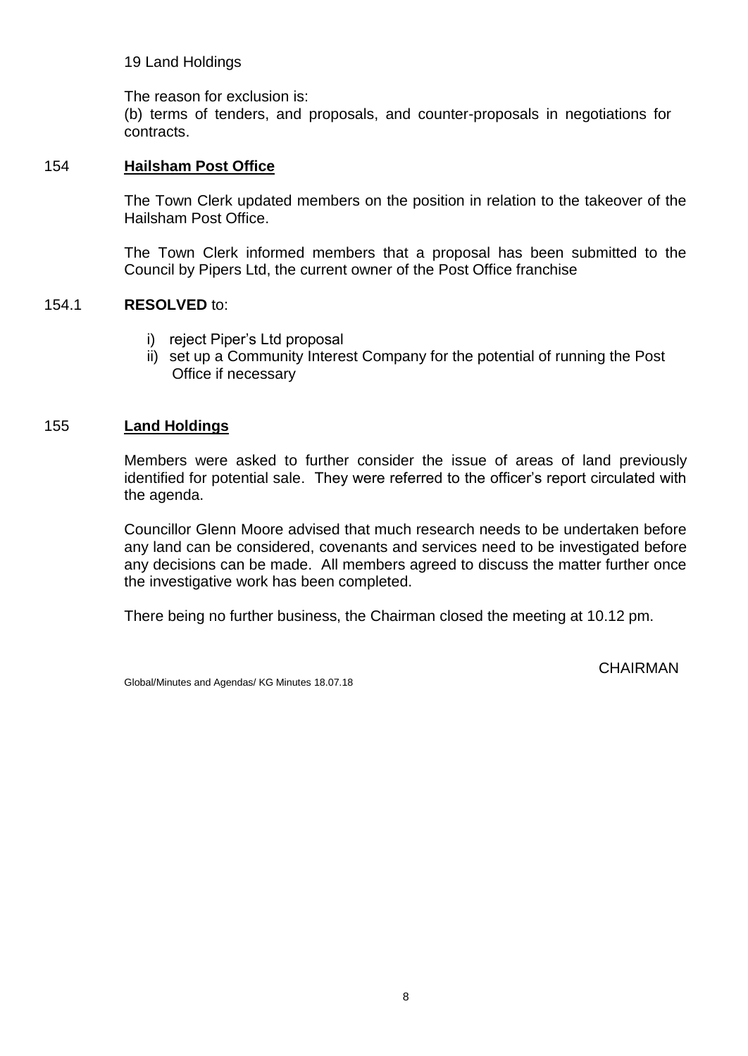19 Land Holdings

The reason for exclusion is:
(b) terms of tenders, and proposals, and counter-proposals in negotiations for contracts.

154 **Hailsham Post Office**

The Town Clerk updated members on the position in relation to the takeover of the Hailsham Post Office.

The Town Clerk informed members that a proposal has been submitted to the Council by Pipers Ltd, the current owner of the Post Office franchise

154.1 **RESOLVED** to:

i) reject Piper's Ltd proposal
ii) set up a Community Interest Company for the potential of running the Post Office if necessary

155 **Land Holdings**

Members were asked to further consider the issue of areas of land previously identified for potential sale. They were referred to the officer's report circulated with the agenda.

Councillor Glenn Moore advised that much research needs to be undertaken before any land can be considered, covenants and services need to be investigated before any decisions can be made. All members agreed to discuss the matter further once the investigative work has been completed.

There being no further business, the Chairman closed the meeting at 10.12 pm.

CHAIRMAN

Global/Minutes and Agendas/ KG Minutes 18.07.18